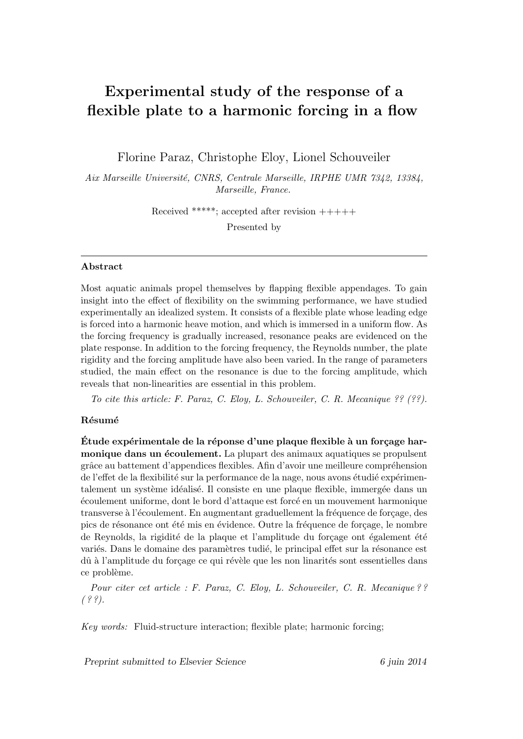# Experimental study of the response of a flexible plate to a harmonic forcing in a flow

Florine Paraz, Christophe Eloy, Lionel Schouveiler

*Aix Marseille Université, CNRS, Centrale Marseille, IRPHE UMR 7342, 13384, Marseille, France.*

Received *****; accepted after revision +++++

Presented by

---

**Abstract**

Most aquatic animals propel themselves by flapping flexible appendages. To gain insight into the effect of flexibility on the swimming performance, we have studied experimentally an idealized system. It consists of a flexible plate whose leading edge is forced into a harmonic heave motion, and which is immersed in a uniform flow. As the forcing frequency is gradually increased, resonance peaks are evidenced on the plate response. In addition to the forcing frequency, the Reynolds number, the plate rigidity and the forcing amplitude have also been varied. In the range of parameters studied, the main effect on the resonance is due to the forcing amplitude, which reveals that non-linearities are essential in this problem.

*To cite this article: F. Paraz, C. Eloy, L. Schouveiler, C. R. Mecanique ?? (??).*

**Résumé**

**Étude expérimentale de la réponse d'une plaque flexible à un forçage harmonique dans un écoulement.** La plupart des animaux aquatiques se propulsent grâce au battement d'appendices flexibles. Afin d'avoir une meilleure compréhension de l'effet de la flexibilité sur la performance de la nage, nous avons étudié expérimentalement un système idéalisé. Il consiste en une plaque flexible, immergée dans un écoulement uniforme, dont le bord d'attaque est forcé en un mouvement harmonique transverse à l'écoulement. En augmentant graduellement la fréquence de forçage, des pics de résonance ont été mis en évidence. Outre la fréquence de forçage, le nombre de Reynolds, la rigidité de la plaque et l'amplitude du forçage ont également été variés. Dans le domaine des paramètres tudié, le principal effet sur la résonance est dû à l'amplitude du forçage ce qui révèle que les non linarités sont essentielles dans ce problème.

*Pour citer cet article : F. Paraz, C. Eloy, L. Schouveiler, C. R. Mecanique ? ? ( ? ?).*

*Key words:* Fluid-structure interaction; flexible plate; harmonic forcing;

*Preprint submitted to Elsevier Science* — *6 juin 2014*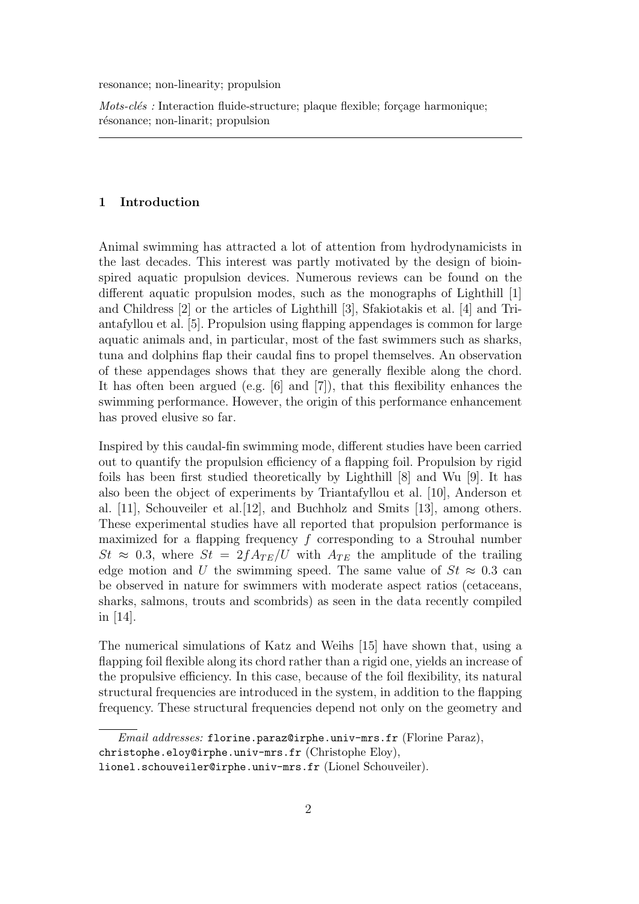resonance; non-linearity; propulsion

*Mots-clés :* Interaction fluide-structure; plaque flexible; forçage harmonique; résonance; non-linarit; propulsion

---

## 1 Introduction

Animal swimming has attracted a lot of attention from hydrodynamicists in the last decades. This interest was partly motivated by the design of bioinspired aquatic propulsion devices. Numerous reviews can be found on the different aquatic propulsion modes, such as the monographs of Lighthill [1] and Childress [2] or the articles of Lighthill [3], Sfakiotakis et al. [4] and Triantafyllou et al. [5]. Propulsion using flapping appendages is common for large aquatic animals and, in particular, most of the fast swimmers such as sharks, tuna and dolphins flap their caudal fins to propel themselves. An observation of these appendages shows that they are generally flexible along the chord. It has often been argued (e.g. [6] and [7]), that this flexibility enhances the swimming performance. However, the origin of this performance enhancement has proved elusive so far.

Inspired by this caudal-fin swimming mode, different studies have been carried out to quantify the propulsion efficiency of a flapping foil. Propulsion by rigid foils has been first studied theoretically by Lighthill [8] and Wu [9]. It has also been the object of experiments by Triantafyllou et al. [10], Anderson et al. [11], Schouveiler et al.[12], and Buchholz and Smits [13], among others. These experimental studies have all reported that propulsion performance is maximized for a flapping frequency $f$ corresponding to a Strouhal number $St \approx 0.3$, where $St = 2fA_{TE}/U$ with $A_{TE}$ the amplitude of the trailing edge motion and $U$ the swimming speed. The same value of $St \approx 0.3$ can be observed in nature for swimmers with moderate aspect ratios (cetaceans, sharks, salmons, trouts and scombrids) as seen in the data recently compiled in [14].

The numerical simulations of Katz and Weihs [15] have shown that, using a flapping foil flexible along its chord rather than a rigid one, yields an increase of the propulsive efficiency. In this case, because of the foil flexibility, its natural structural frequencies are introduced in the system, in addition to the flapping frequency. These structural frequencies depend not only on the geometry and

---

*Email addresses:* florine.paraz@irphe.univ-mrs.fr (Florine Paraz), christophe.eloy@irphe.univ-mrs.fr (Christophe Eloy), lionel.schouveiler@irphe.univ-mrs.fr (Lionel Schouveiler).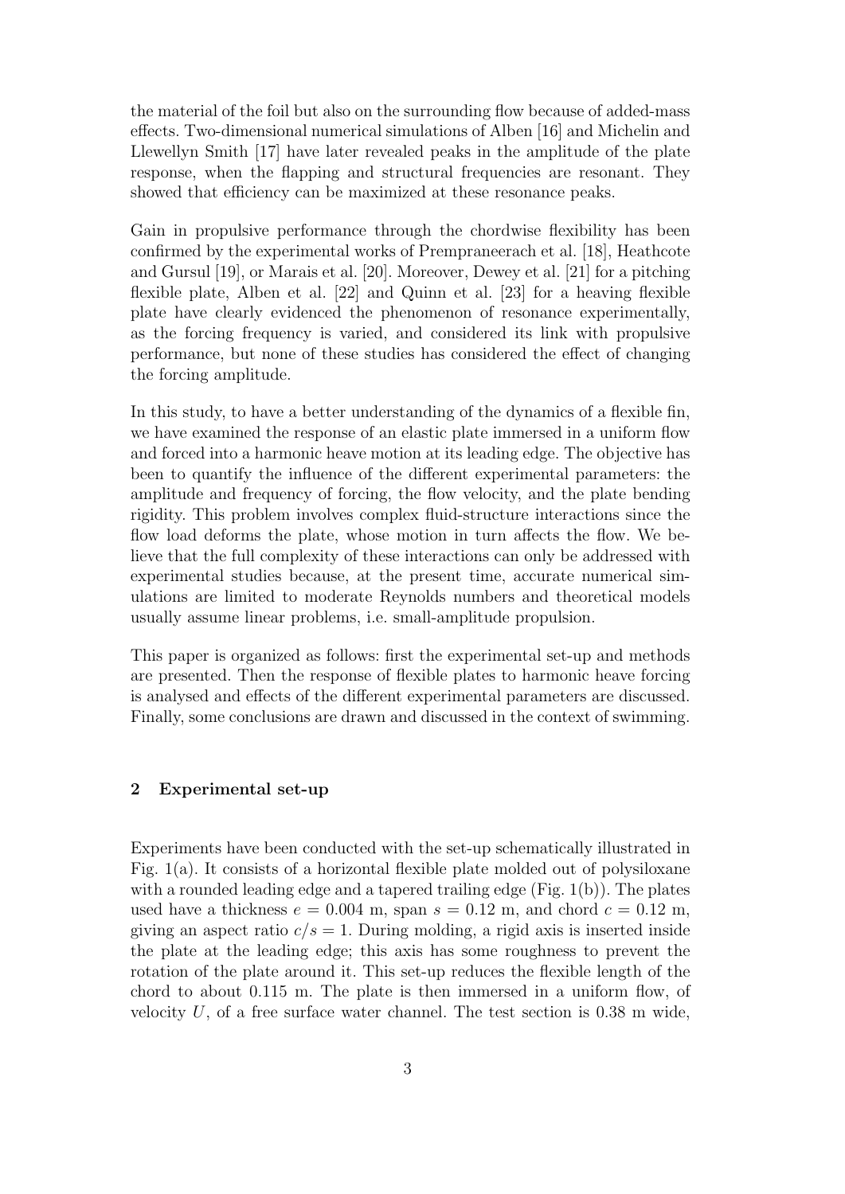the material of the foil but also on the surrounding flow because of added-mass effects. Two-dimensional numerical simulations of Alben [16] and Michelin and Llewellyn Smith [17] have later revealed peaks in the amplitude of the plate response, when the flapping and structural frequencies are resonant. They showed that efficiency can be maximized at these resonance peaks.

Gain in propulsive performance through the chordwise flexibility has been confirmed by the experimental works of Prempraneerach et al. [18], Heathcote and Gursul [19], or Marais et al. [20]. Moreover, Dewey et al. [21] for a pitching flexible plate, Alben et al. [22] and Quinn et al. [23] for a heaving flexible plate have clearly evidenced the phenomenon of resonance experimentally, as the forcing frequency is varied, and considered its link with propulsive performance, but none of these studies has considered the effect of changing the forcing amplitude.

In this study, to have a better understanding of the dynamics of a flexible fin, we have examined the response of an elastic plate immersed in a uniform flow and forced into a harmonic heave motion at its leading edge. The objective has been to quantify the influence of the different experimental parameters: the amplitude and frequency of forcing, the flow velocity, and the plate bending rigidity. This problem involves complex fluid-structure interactions since the flow load deforms the plate, whose motion in turn affects the flow. We believe that the full complexity of these interactions can only be addressed with experimental studies because, at the present time, accurate numerical simulations are limited to moderate Reynolds numbers and theoretical models usually assume linear problems, i.e. small-amplitude propulsion.

This paper is organized as follows: first the experimental set-up and methods are presented. Then the response of flexible plates to harmonic heave forcing is analysed and effects of the different experimental parameters are discussed. Finally, some conclusions are drawn and discussed in the context of swimming.

## 2 Experimental set-up

Experiments have been conducted with the set-up schematically illustrated in Fig. 1(a). It consists of a horizontal flexible plate molded out of polysiloxane with a rounded leading edge and a tapered trailing edge (Fig. 1(b)). The plates used have a thickness $e = 0.004$ m, span $s = 0.12$ m, and chord $c = 0.12$ m, giving an aspect ratio $c/s = 1$. During molding, a rigid axis is inserted inside the plate at the leading edge; this axis has some roughness to prevent the rotation of the plate around it. This set-up reduces the flexible length of the chord to about 0.115 m. The plate is then immersed in a uniform flow, of velocity $U$, of a free surface water channel. The test section is 0.38 m wide,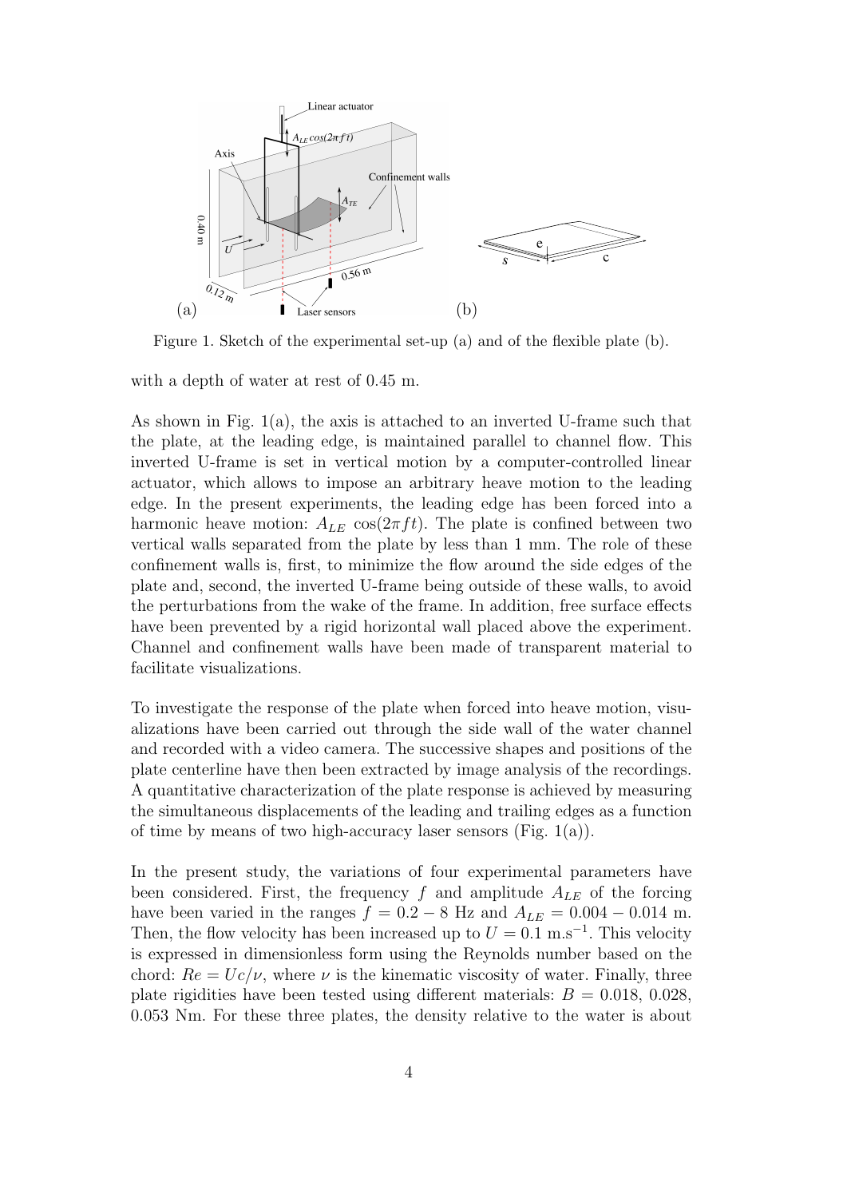Figure 1. Sketch of the experimental set-up (a) and of the flexible plate (b).

with a depth of water at rest of 0.45 m.

As shown in Fig. 1(a), the axis is attached to an inverted U-frame such that the plate, at the leading edge, is maintained parallel to channel flow. This inverted U-frame is set in vertical motion by a computer-controlled linear actuator, which allows to impose an arbitrary heave motion to the leading edge. In the present experiments, the leading edge has been forced into a harmonic heave motion: $A_{LE}\ \cos(2\pi f t)$. The plate is confined between two vertical walls separated from the plate by less than 1 mm. The role of these confinement walls is, first, to minimize the flow around the side edges of the plate and, second, the inverted U-frame being outside of these walls, to avoid the perturbations from the wake of the frame. In addition, free surface effects have been prevented by a rigid horizontal wall placed above the experiment. Channel and confinement walls have been made of transparent material to facilitate visualizations.

To investigate the response of the plate when forced into heave motion, visualizations have been carried out through the side wall of the water channel and recorded with a video camera. The successive shapes and positions of the plate centerline have then been extracted by image analysis of the recordings. A quantitative characterization of the plate response is achieved by measuring the simultaneous displacements of the leading and trailing edges as a function of time by means of two high-accuracy laser sensors (Fig. 1(a)).

In the present study, the variations of four experimental parameters have been considered. First, the frequency $f$ and amplitude $A_{LE}$ of the forcing have been varied in the ranges $f = 0.2 - 8$ Hz and $A_{LE} = 0.004 - 0.014$ m. Then, the flow velocity has been increased up to $U = 0.1$ m.s$^{-1}$. This velocity is expressed in dimensionless form using the Reynolds number based on the chord: $Re = Uc/\nu$, where $\nu$ is the kinematic viscosity of water. Finally, three plate rigidities have been tested using different materials: $B = 0.018$, $0.028$, $0.053$ Nm. For these three plates, the density relative to the water is about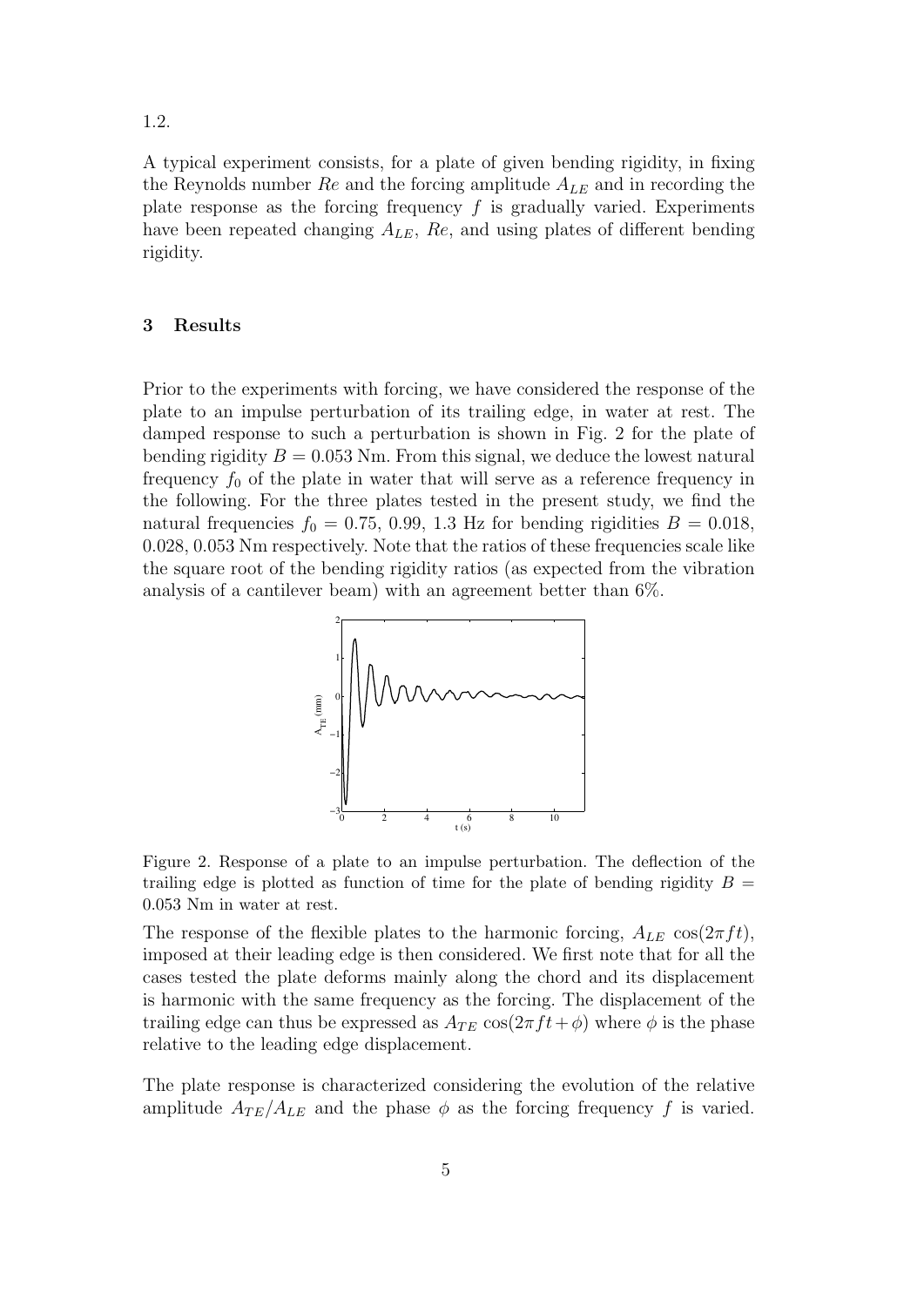1.2.

A typical experiment consists, for a plate of given bending rigidity, in fixing the Reynolds number $Re$ and the forcing amplitude $A_{LE}$ and in recording the plate response as the forcing frequency $f$ is gradually varied. Experiments have been repeated changing $A_{LE}$, $Re$, and using plates of different bending rigidity.

## 3 Results

Prior to the experiments with forcing, we have considered the response of the plate to an impulse perturbation of its trailing edge, in water at rest. The damped response to such a perturbation is shown in Fig. 2 for the plate of bending rigidity $B = 0.053$ Nm. From this signal, we deduce the lowest natural frequency $f_0$ of the plate in water that will serve as a reference frequency in the following. For the three plates tested in the present study, we find the natural frequencies $f_0 = 0.75$, 0.99, 1.3 Hz for bending rigidities $B = 0.018$, 0.028, 0.053 Nm respectively. Note that the ratios of these frequencies scale like the square root of the bending rigidity ratios (as expected from the vibration analysis of a cantilever beam) with an agreement better than 6%.

Figure 2. Response of a plate to an impulse perturbation. The deflection of the trailing edge is plotted as function of time for the plate of bending rigidity $B = 0.053$ Nm in water at rest.

The response of the flexible plates to the harmonic forcing, $A_{LE}\,\cos(2\pi f t)$, imposed at their leading edge is then considered. We first note that for all the cases tested the plate deforms mainly along the chord and its displacement is harmonic with the same frequency as the forcing. The displacement of the trailing edge can thus be expressed as $A_{TE}\,\cos(2\pi f t + \phi)$ where $\phi$ is the phase relative to the leading edge displacement.

The plate response is characterized considering the evolution of the relative amplitude $A_{TE}/A_{LE}$ and the phase $\phi$ as the forcing frequency $f$ is varied.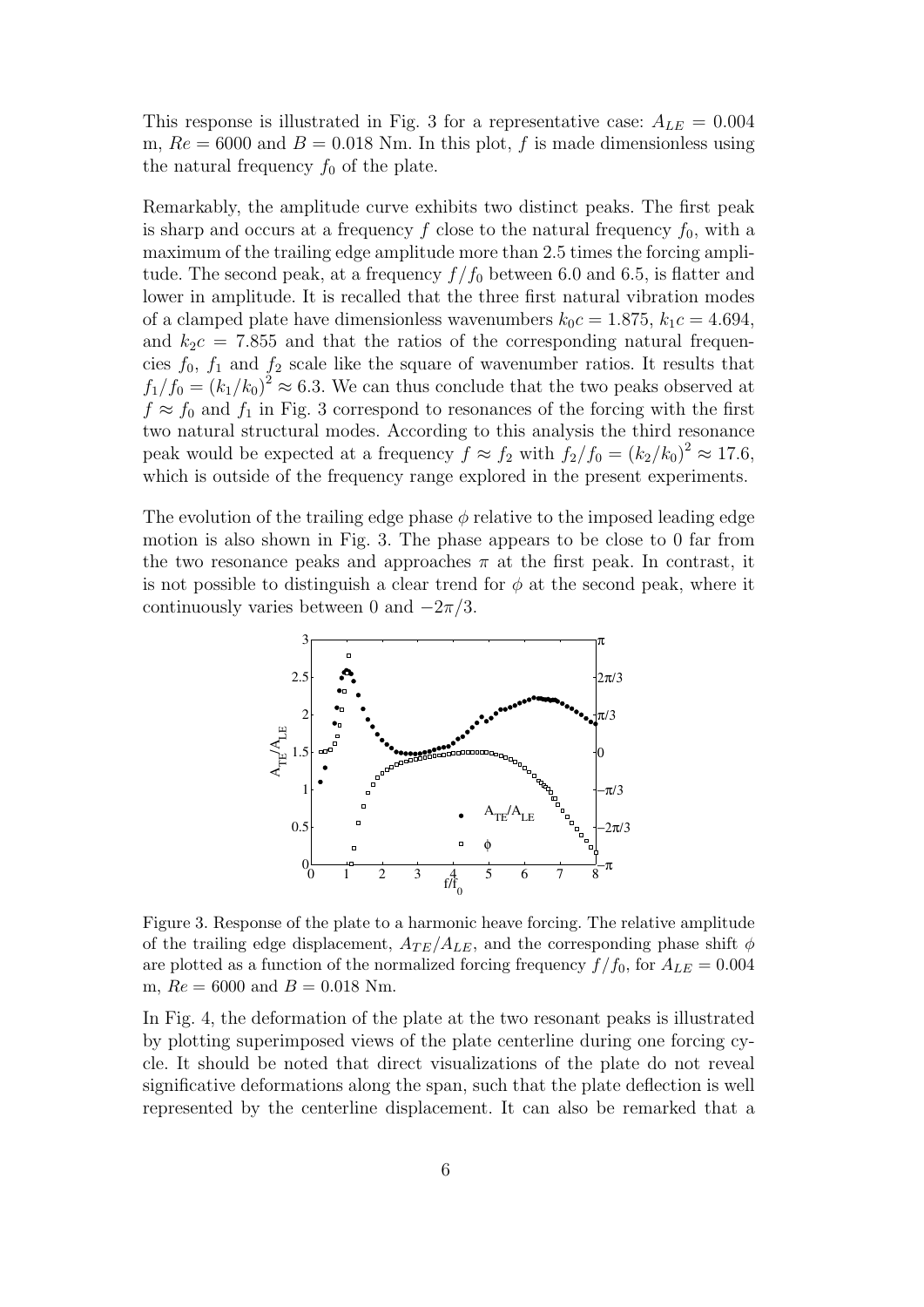This response is illustrated in Fig. 3 for a representative case: $A_{LE} = 0.004$ m, $Re = 6000$ and $B = 0.018$ Nm. In this plot, $f$ is made dimensionless using the natural frequency $f_0$ of the plate.

Remarkably, the amplitude curve exhibits two distinct peaks. The first peak is sharp and occurs at a frequency $f$ close to the natural frequency $f_0$, with a maximum of the trailing edge amplitude more than 2.5 times the forcing amplitude. The second peak, at a frequency $f/f_0$ between 6.0 and 6.5, is flatter and lower in amplitude. It is recalled that the three first natural vibration modes of a clamped plate have dimensionless wavenumbers $k_0c = 1.875$, $k_1c = 4.694$, and $k_2c = 7.855$ and that the ratios of the corresponding natural frequencies $f_0$, $f_1$ and $f_2$ scale like the square of wavenumber ratios. It results that $f_1/f_0 = (k_1/k_0)^2 \approx 6.3$. We can thus conclude that the two peaks observed at $f \approx f_0$ and $f_1$ in Fig. 3 correspond to resonances of the forcing with the first two natural structural modes. According to this analysis the third resonance peak would be expected at a frequency $f \approx f_2$ with $f_2/f_0 = (k_2/k_0)^2 \approx 17.6$, which is outside of the frequency range explored in the present experiments.

The evolution of the trailing edge phase $\phi$ relative to the imposed leading edge motion is also shown in Fig. 3. The phase appears to be close to 0 far from the two resonance peaks and approaches $\pi$ at the first peak. In contrast, it is not possible to distinguish a clear trend for $\phi$ at the second peak, where it continuously varies between 0 and $-2\pi/3$.

Figure 3. Response of the plate to a harmonic heave forcing. The relative amplitude of the trailing edge displacement, $A_{TE}/A_{LE}$, and the corresponding phase shift $\phi$ are plotted as a function of the normalized forcing frequency $f/f_0$, for $A_{LE} = 0.004$ m, $Re = 6000$ and $B = 0.018$ Nm.

In Fig. 4, the deformation of the plate at the two resonant peaks is illustrated by plotting superimposed views of the plate centerline during one forcing cycle. It should be noted that direct visualizations of the plate do not reveal significative deformations along the span, such that the plate deflection is well represented by the centerline displacement. It can also be remarked that a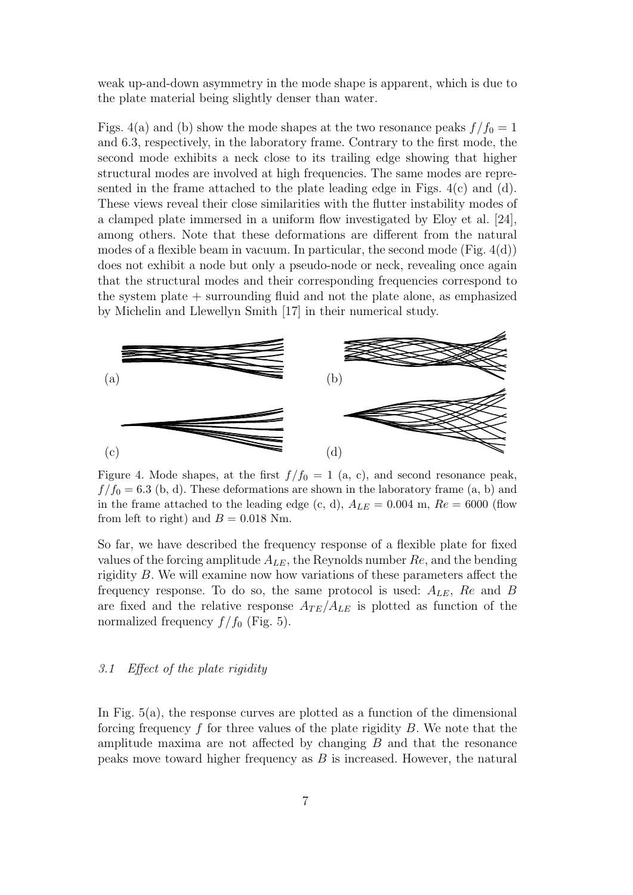weak up-and-down asymmetry in the mode shape is apparent, which is due to the plate material being slightly denser than water.

Figs. 4(a) and (b) show the mode shapes at the two resonance peaks $f/f_0 = 1$ and 6.3, respectively, in the laboratory frame. Contrary to the first mode, the second mode exhibits a neck close to its trailing edge showing that higher structural modes are involved at high frequencies. The same modes are represented in the frame attached to the plate leading edge in Figs. 4(c) and (d). These views reveal their close similarities with the flutter instability modes of a clamped plate immersed in a uniform flow investigated by Eloy et al. [24], among others. Note that these deformations are different from the natural modes of a flexible beam in vacuum. In particular, the second mode (Fig. 4(d)) does not exhibit a node but only a pseudo-node or neck, revealing once again that the structural modes and their corresponding frequencies correspond to the system plate + surrounding fluid and not the plate alone, as emphasized by Michelin and Llewellyn Smith [17] in their numerical study.

Figure 4. Mode shapes, at the first $f/f_0 = 1$ (a, c), and second resonance peak, $f/f_0 = 6.3$ (b, d). These deformations are shown in the laboratory frame (a, b) and in the frame attached to the leading edge (c, d), $A_{LE} = 0.004$ m, $Re = 6000$ (flow from left to right) and $B = 0.018$ Nm.

So far, we have described the frequency response of a flexible plate for fixed values of the forcing amplitude $A_{LE}$, the Reynolds number $Re$, and the bending rigidity $B$. We will examine now how variations of these parameters affect the frequency response. To do so, the same protocol is used: $A_{LE}$, $Re$ and $B$ are fixed and the relative response $A_{TE}/A_{LE}$ is plotted as function of the normalized frequency $f/f_0$ (Fig. 5).

### *3.1 Effect of the plate rigidity*

In Fig. 5(a), the response curves are plotted as a function of the dimensional forcing frequency $f$ for three values of the plate rigidity $B$. We note that the amplitude maxima are not affected by changing $B$ and that the resonance peaks move toward higher frequency as $B$ is increased. However, the natural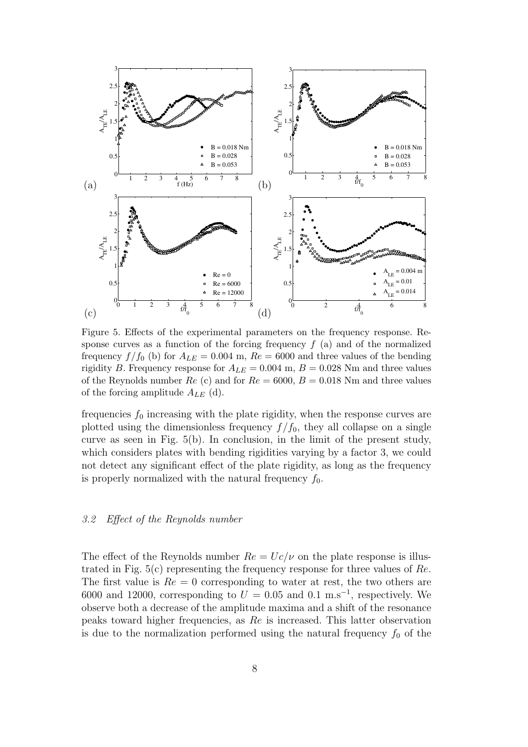Figure 5. Effects of the experimental parameters on the frequency response. Response curves as a function of the forcing frequency $f$ (a) and of the normalized frequency $f/f_0$ (b) for $A_{LE} = 0.004$ m, $Re = 6000$ and three values of the bending rigidity $B$. Frequency response for $A_{LE} = 0.004$ m, $B = 0.028$ Nm and three values of the Reynolds number $Re$ (c) and for $Re = 6000$, $B = 0.018$ Nm and three values of the forcing amplitude $A_{LE}$ (d).

frequencies $f_0$ increasing with the plate rigidity, when the response curves are plotted using the dimensionless frequency $f/f_0$, they all collapse on a single curve as seen in Fig. 5(b). In conclusion, in the limit of the present study, which considers plates with bending rigidities varying by a factor 3, we could not detect any significant effect of the plate rigidity, as long as the frequency is properly normalized with the natural frequency $f_0$.

### *3.2 Effect of the Reynolds number*

The effect of the Reynolds number $Re = Uc/\nu$ on the plate response is illustrated in Fig. 5(c) representing the frequency response for three values of $Re$. The first value is $Re = 0$ corresponding to water at rest, the two others are 6000 and 12000, corresponding to $U = 0.05$ and $0.1$ m.s$^{-1}$, respectively. We observe both a decrease of the amplitude maxima and a shift of the resonance peaks toward higher frequencies, as $Re$ is increased. This latter observation is due to the normalization performed using the natural frequency $f_0$ of the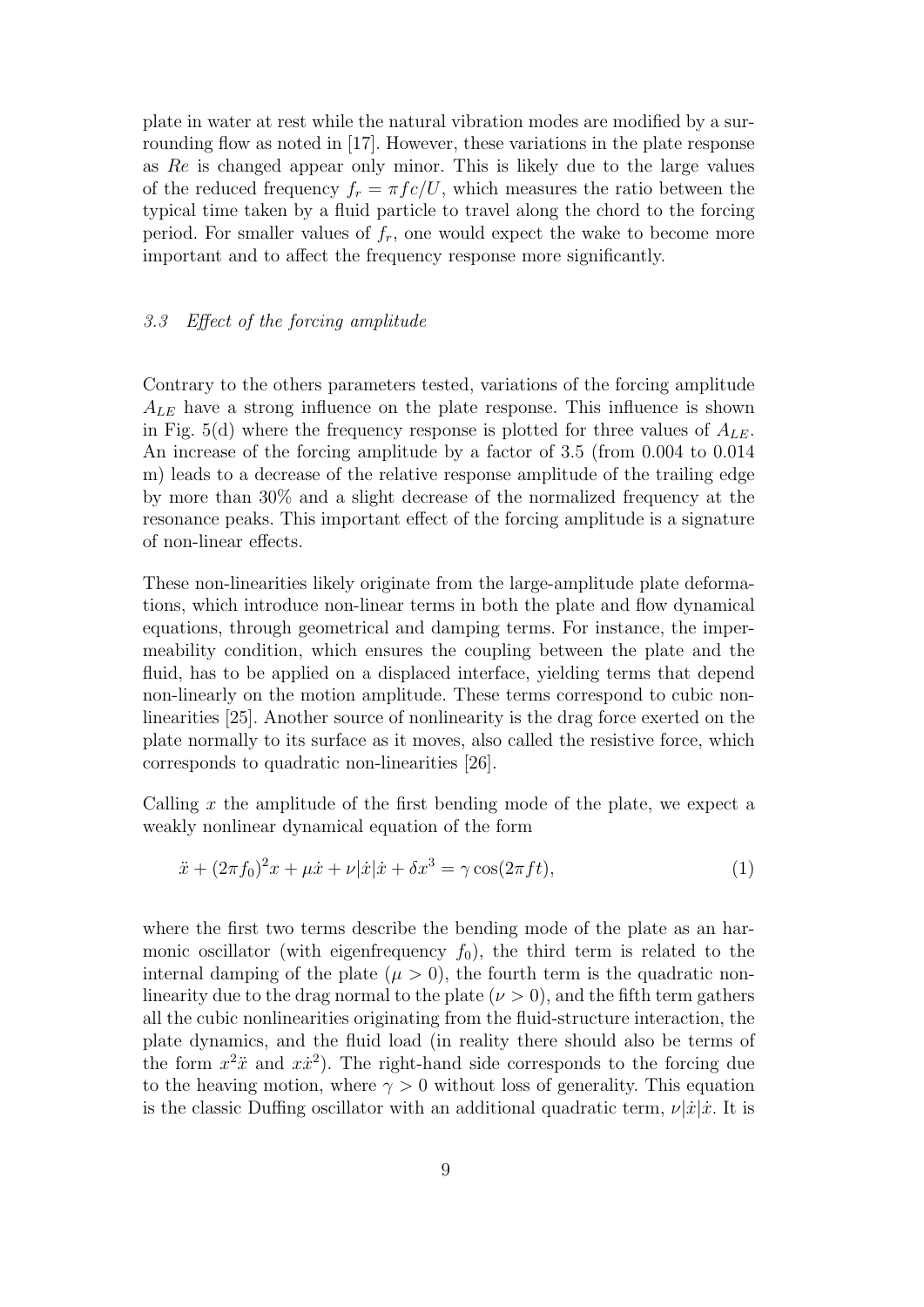plate in water at rest while the natural vibration modes are modified by a surrounding flow as noted in [17]. However, these variations in the plate response as $Re$ is changed appear only minor. This is likely due to the large values of the reduced frequency $f_r = \pi f c/U$, which measures the ratio between the typical time taken by a fluid particle to travel along the chord to the forcing period. For smaller values of $f_r$, one would expect the wake to become more important and to affect the frequency response more significantly.

### *3.3 Effect of the forcing amplitude*

Contrary to the others parameters tested, variations of the forcing amplitude $A_{LE}$ have a strong influence on the plate response. This influence is shown in Fig. 5(d) where the frequency response is plotted for three values of $A_{LE}$. An increase of the forcing amplitude by a factor of 3.5 (from 0.004 to 0.014 m) leads to a decrease of the relative response amplitude of the trailing edge by more than 30% and a slight decrease of the normalized frequency at the resonance peaks. This important effect of the forcing amplitude is a signature of non-linear effects.

These non-linearities likely originate from the large-amplitude plate deformations, which introduce non-linear terms in both the plate and flow dynamical equations, through geometrical and damping terms. For instance, the impermeability condition, which ensures the coupling between the plate and the fluid, has to be applied on a displaced interface, yielding terms that depend non-linearly on the motion amplitude. These terms correspond to cubic non-linearities [25]. Another source of nonlinearity is the drag force exerted on the plate normally to its surface as it moves, also called the resistive force, which corresponds to quadratic non-linearities [26].

Calling $x$ the amplitude of the first bending mode of the plate, we expect a weakly nonlinear dynamical equation of the form

$$\ddot{x} + (2\pi f_0)^2 x + \mu \dot{x} + \nu |\dot{x}| \dot{x} + \delta x^3 = \gamma \cos(2\pi f t), \tag{1}$$

where the first two terms describe the bending mode of the plate as an harmonic oscillator (with eigenfrequency $f_0$), the third term is related to the internal damping of the plate ($\mu > 0$), the fourth term is the quadratic nonlinearity due to the drag normal to the plate ($\nu > 0$), and the fifth term gathers all the cubic nonlinearities originating from the fluid-structure interaction, the plate dynamics, and the fluid load (in reality there should also be terms of the form $x^2\ddot{x}$ and $x\dot{x}^2$). The right-hand side corresponds to the forcing due to the heaving motion, where $\gamma > 0$ without loss of generality. This equation is the classic Duffing oscillator with an additional quadratic term, $\nu|\dot{x}|\dot{x}$. It is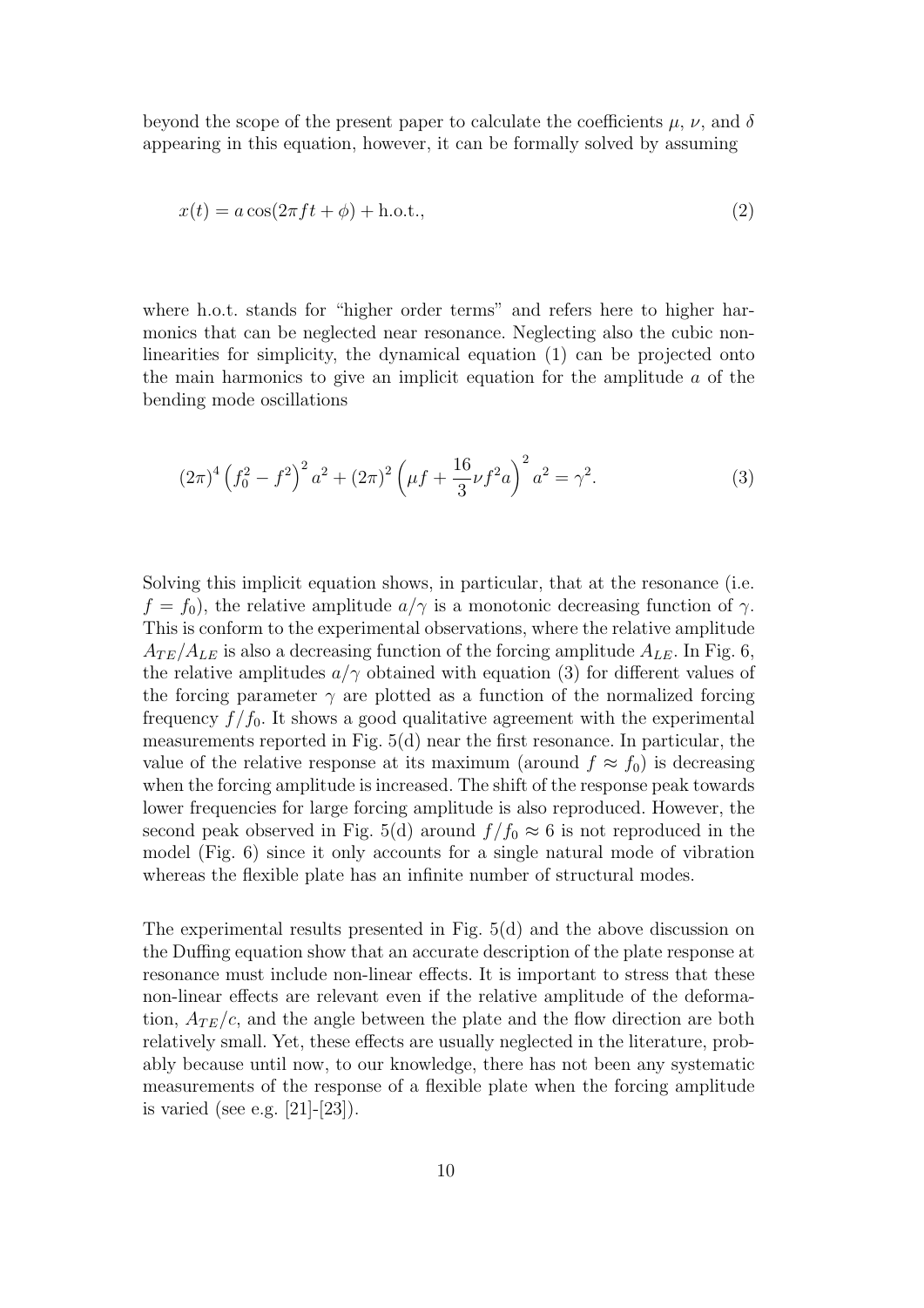beyond the scope of the present paper to calculate the coefficients $\mu$, $\nu$, and $\delta$ appearing in this equation, however, it can be formally solved by assuming

$$x(t) = a\cos(2\pi f t + \phi) + \text{h.o.t.}, \tag{2}$$

where h.o.t. stands for "higher order terms" and refers here to higher harmonics that can be neglected near resonance. Neglecting also the cubic nonlinearities for simplicity, the dynamical equation (1) can be projected onto the main harmonics to give an implicit equation for the amplitude $a$ of the bending mode oscillations

$$(2\pi)^4 \left(f_0^2 - f^2\right)^2 a^2 + (2\pi)^2 \left(\mu f + \frac{16}{3}\nu f^2 a\right)^2 a^2 = \gamma^2. \tag{3}$$

Solving this implicit equation shows, in particular, that at the resonance (i.e. $f = f_0$), the relative amplitude $a/\gamma$ is a monotonic decreasing function of $\gamma$. This is conform to the experimental observations, where the relative amplitude $A_{TE}/A_{LE}$ is also a decreasing function of the forcing amplitude $A_{LE}$. In Fig. 6, the relative amplitudes $a/\gamma$ obtained with equation (3) for different values of the forcing parameter $\gamma$ are plotted as a function of the normalized forcing frequency $f/f_0$. It shows a good qualitative agreement with the experimental measurements reported in Fig. 5(d) near the first resonance. In particular, the value of the relative response at its maximum (around $f \approx f_0$) is decreasing when the forcing amplitude is increased. The shift of the response peak towards lower frequencies for large forcing amplitude is also reproduced. However, the second peak observed in Fig. 5(d) around $f/f_0 \approx 6$ is not reproduced in the model (Fig. 6) since it only accounts for a single natural mode of vibration whereas the flexible plate has an infinite number of structural modes.

The experimental results presented in Fig. 5(d) and the above discussion on the Duffing equation show that an accurate description of the plate response at resonance must include non-linear effects. It is important to stress that these non-linear effects are relevant even if the relative amplitude of the deformation, $A_{TE}/c$, and the angle between the plate and the flow direction are both relatively small. Yet, these effects are usually neglected in the literature, probably because until now, to our knowledge, there has not been any systematic measurements of the response of a flexible plate when the forcing amplitude is varied (see e.g. [21]-[23]).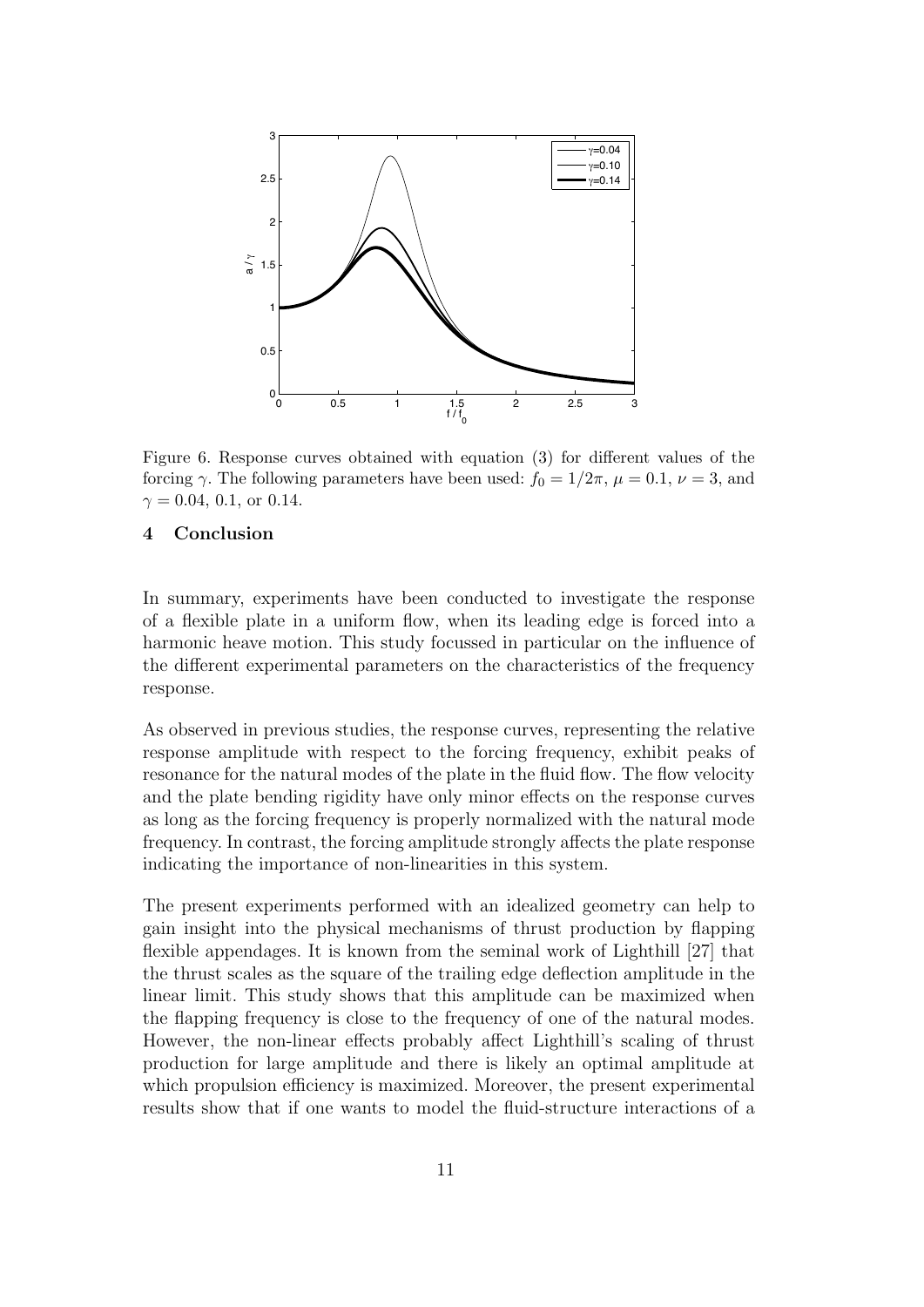Figure 6. Response curves obtained with equation (3) for different values of the forcing $\gamma$. The following parameters have been used: $f_0 = 1/2\pi$, $\mu = 0.1$, $\nu = 3$, and $\gamma = 0.04$, 0.1, or 0.14.

## 4 Conclusion

In summary, experiments have been conducted to investigate the response of a flexible plate in a uniform flow, when its leading edge is forced into a harmonic heave motion. This study focussed in particular on the influence of the different experimental parameters on the characteristics of the frequency response.

As observed in previous studies, the response curves, representing the relative response amplitude with respect to the forcing frequency, exhibit peaks of resonance for the natural modes of the plate in the fluid flow. The flow velocity and the plate bending rigidity have only minor effects on the response curves as long as the forcing frequency is properly normalized with the natural mode frequency. In contrast, the forcing amplitude strongly affects the plate response indicating the importance of non-linearities in this system.

The present experiments performed with an idealized geometry can help to gain insight into the physical mechanisms of thrust production by flapping flexible appendages. It is known from the seminal work of Lighthill [27] that the thrust scales as the square of the trailing edge deflection amplitude in the linear limit. This study shows that this amplitude can be maximized when the flapping frequency is close to the frequency of one of the natural modes. However, the non-linear effects probably affect Lighthill's scaling of thrust production for large amplitude and there is likely an optimal amplitude at which propulsion efficiency is maximized. Moreover, the present experimental results show that if one wants to model the fluid-structure interactions of a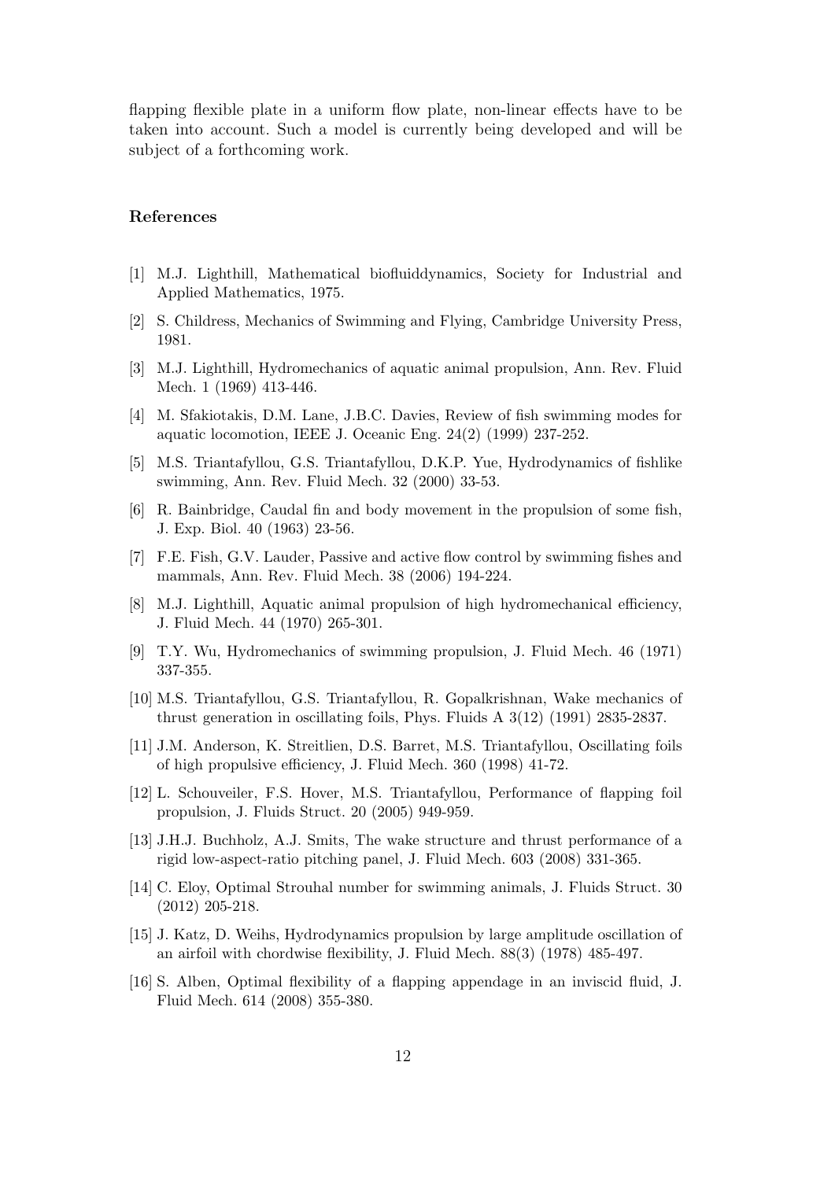flapping flexible plate in a uniform flow plate, non-linear effects have to be taken into account. Such a model is currently being developed and will be subject of a forthcoming work.

## References

[1] M.J. Lighthill, Mathematical biofluiddynamics, Society for Industrial and Applied Mathematics, 1975.

[2] S. Childress, Mechanics of Swimming and Flying, Cambridge University Press, 1981.

[3] M.J. Lighthill, Hydromechanics of aquatic animal propulsion, Ann. Rev. Fluid Mech. 1 (1969) 413-446.

[4] M. Sfakiotakis, D.M. Lane, J.B.C. Davies, Review of fish swimming modes for aquatic locomotion, IEEE J. Oceanic Eng. 24(2) (1999) 237-252.

[5] M.S. Triantafyllou, G.S. Triantafyllou, D.K.P. Yue, Hydrodynamics of fishlike swimming, Ann. Rev. Fluid Mech. 32 (2000) 33-53.

[6] R. Bainbridge, Caudal fin and body movement in the propulsion of some fish, J. Exp. Biol. 40 (1963) 23-56.

[7] F.E. Fish, G.V. Lauder, Passive and active flow control by swimming fishes and mammals, Ann. Rev. Fluid Mech. 38 (2006) 194-224.

[8] M.J. Lighthill, Aquatic animal propulsion of high hydromechanical efficiency, J. Fluid Mech. 44 (1970) 265-301.

[9] T.Y. Wu, Hydromechanics of swimming propulsion, J. Fluid Mech. 46 (1971) 337-355.

[10] M.S. Triantafyllou, G.S. Triantafyllou, R. Gopalkrishnan, Wake mechanics of thrust generation in oscillating foils, Phys. Fluids A 3(12) (1991) 2835-2837.

[11] J.M. Anderson, K. Streitlien, D.S. Barret, M.S. Triantafyllou, Oscillating foils of high propulsive efficiency, J. Fluid Mech. 360 (1998) 41-72.

[12] L. Schouveiler, F.S. Hover, M.S. Triantafyllou, Performance of flapping foil propulsion, J. Fluids Struct. 20 (2005) 949-959.

[13] J.H.J. Buchholz, A.J. Smits, The wake structure and thrust performance of a rigid low-aspect-ratio pitching panel, J. Fluid Mech. 603 (2008) 331-365.

[14] C. Eloy, Optimal Strouhal number for swimming animals, J. Fluids Struct. 30 (2012) 205-218.

[15] J. Katz, D. Weihs, Hydrodynamics propulsion by large amplitude oscillation of an airfoil with chordwise flexibility, J. Fluid Mech. 88(3) (1978) 485-497.

[16] S. Alben, Optimal flexibility of a flapping appendage in an inviscid fluid, J. Fluid Mech. 614 (2008) 355-380.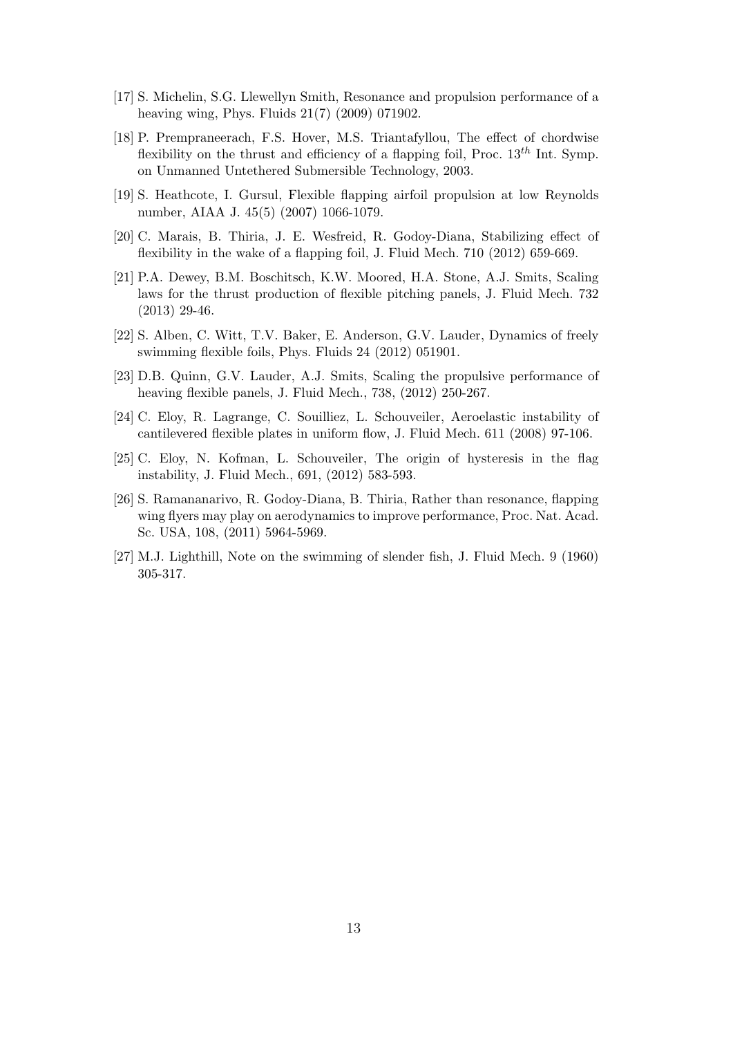[17] S. Michelin, S.G. Llewellyn Smith, Resonance and propulsion performance of a heaving wing, Phys. Fluids 21(7) (2009) 071902.

[18] P. Prempraneerach, F.S. Hover, M.S. Triantafyllou, The effect of chordwise flexibility on the thrust and efficiency of a flapping foil, Proc. $13^{th}$ Int. Symp. on Unmanned Untethered Submersible Technology, 2003.

[19] S. Heathcote, I. Gursul, Flexible flapping airfoil propulsion at low Reynolds number, AIAA J. 45(5) (2007) 1066-1079.

[20] C. Marais, B. Thiria, J. E. Wesfreid, R. Godoy-Diana, Stabilizing effect of flexibility in the wake of a flapping foil, J. Fluid Mech. 710 (2012) 659-669.

[21] P.A. Dewey, B.M. Boschitsch, K.W. Moored, H.A. Stone, A.J. Smits, Scaling laws for the thrust production of flexible pitching panels, J. Fluid Mech. 732 (2013) 29-46.

[22] S. Alben, C. Witt, T.V. Baker, E. Anderson, G.V. Lauder, Dynamics of freely swimming flexible foils, Phys. Fluids 24 (2012) 051901.

[23] D.B. Quinn, G.V. Lauder, A.J. Smits, Scaling the propulsive performance of heaving flexible panels, J. Fluid Mech., 738, (2012) 250-267.

[24] C. Eloy, R. Lagrange, C. Souilliez, L. Schouveiler, Aeroelastic instability of cantilevered flexible plates in uniform flow, J. Fluid Mech. 611 (2008) 97-106.

[25] C. Eloy, N. Kofman, L. Schouveiler, The origin of hysteresis in the flag instability, J. Fluid Mech., 691, (2012) 583-593.

[26] S. Ramananarivo, R. Godoy-Diana, B. Thiria, Rather than resonance, flapping wing flyers may play on aerodynamics to improve performance, Proc. Nat. Acad. Sc. USA, 108, (2011) 5964-5969.

[27] M.J. Lighthill, Note on the swimming of slender fish, J. Fluid Mech. 9 (1960) 305-317.